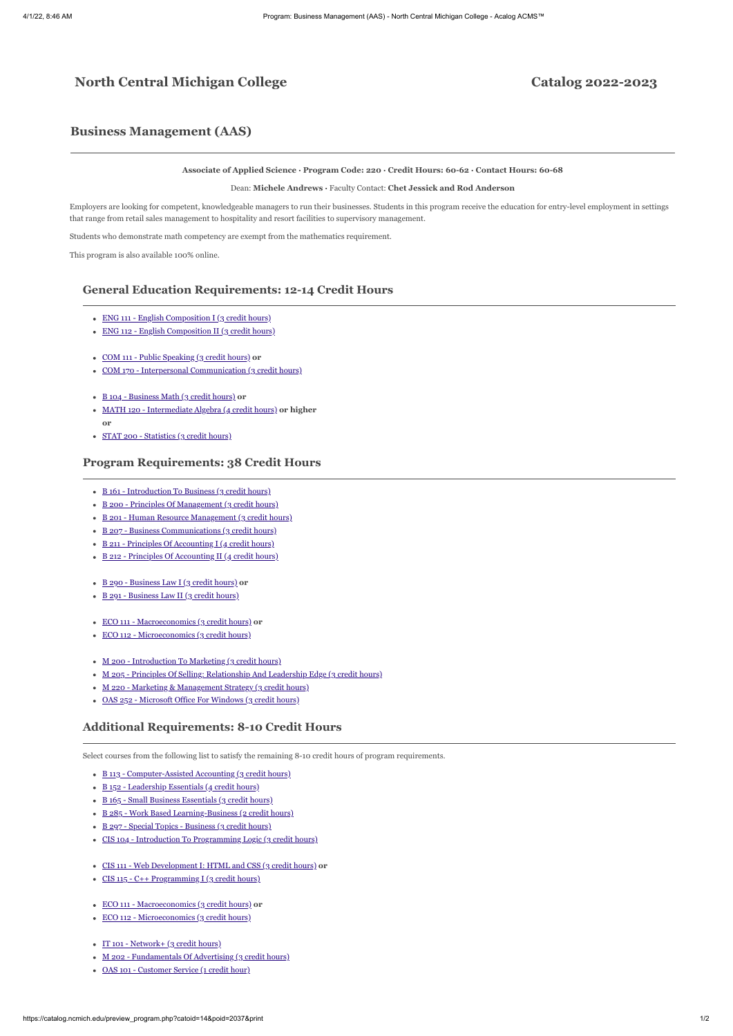# North Central Michigan College

# Catalog 2022-2023

## Business Management (AAS)

**Associate of Applied Science · Program Code: 220 · Credit Hours: 60-62 · Contact Hours: 60-68**

Dean: **Michele Andrews ·** Faculty Contact: **Chet Jessick and Rod Anderson**

Employers are looking for competent, knowledgeable managers to run their businesses. Students in this program receive the education for entry-level employment in settings that range from retail sales management to hospitality and resort facilities to supervisory management.

Students who demonstrate math competency are exempt from the mathematics requirement.

This program is also available 100% online.

### General Education Requirements: 12-14 Credit Hours

- ENG 111 - English Composition I (3 credit hours)
- ENG 112 - English Composition II (3 credit hours)

- COM 111 - Public Speaking (3 credit hours) **or**
- COM 170 - Interpersonal Communication (3 credit hours)

- B 104 - Business Math (3 credit hours) **or**
- MATH 120 - Intermediate Algebra (4 credit hours) **or higher**
  **or**
- STAT 200 - Statistics (3 credit hours)

### Program Requirements: 38 Credit Hours

- B 161 - Introduction To Business (3 credit hours)
- B 200 - Principles Of Management (3 credit hours)
- B 201 - Human Resource Management (3 credit hours)
- B 207 - Business Communications (3 credit hours)
- B 211 - Principles Of Accounting I (4 credit hours)
- B 212 - Principles Of Accounting II (4 credit hours)

- B 290 - Business Law I (3 credit hours) **or**
- B 291 - Business Law II (3 credit hours)

- ECO 111 - Macroeconomics (3 credit hours) **or**
- ECO 112 - Microeconomics (3 credit hours)

- M 200 - Introduction To Marketing (3 credit hours)
- M 205 - Principles Of Selling: Relationship And Leadership Edge (3 credit hours)
- M 220 - Marketing & Management Strategy (3 credit hours)
- OAS 252 - Microsoft Office For Windows (3 credit hours)

### Additional Requirements: 8-10 Credit Hours

Select courses from the following list to satisfy the remaining 8-10 credit hours of program requirements.

- B 113 - Computer-Assisted Accounting (3 credit hours)
- B 152 - Leadership Essentials (4 credit hours)
- B 165 - Small Business Essentials (3 credit hours)
- B 285 - Work Based Learning-Business (2 credit hours)
- B 297 - Special Topics - Business (3 credit hours)
- CIS 104 - Introduction To Programming Logic (3 credit hours)

- CIS 111 - Web Development I: HTML and CSS (3 credit hours) **or**
- CIS 115 - C++ Programming I (3 credit hours)

- ECO 111 - Macroeconomics (3 credit hours) **or**
- ECO 112 - Microeconomics (3 credit hours)

- IT 101 - Network+ (3 credit hours)
- M 202 - Fundamentals Of Advertising (3 credit hours)
- OAS 101 - Customer Service (1 credit hour)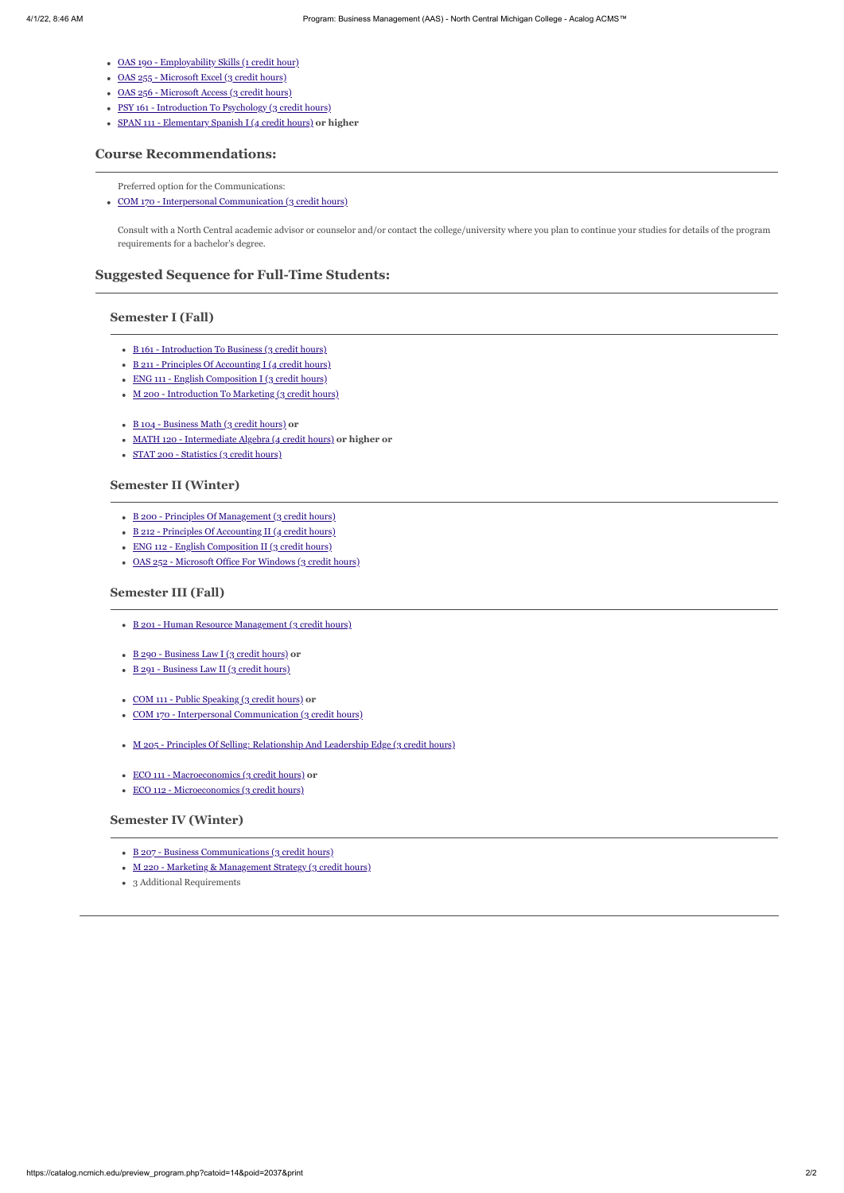- OAS 190 - Employability Skills (1 credit hour)
- OAS 255 - Microsoft Excel (3 credit hours)
- OAS 256 - Microsoft Access (3 credit hours)
- PSY 161 - Introduction To Psychology (3 credit hours)
- SPAN 111 - Elementary Spanish I (4 credit hours) **or higher**

## Course Recommendations:

Preferred option for the Communications:

- COM 170 - Interpersonal Communication (3 credit hours)

Consult with a North Central academic advisor or counselor and/or contact the college/university where you plan to continue your studies for details of the program requirements for a bachelor's degree.

## Suggested Sequence for Full-Time Students:

### Semester I (Fall)

- B 161 - Introduction To Business (3 credit hours)
- B 211 - Principles Of Accounting I (4 credit hours)
- ENG 111 - English Composition I (3 credit hours)
- M 200 - Introduction To Marketing (3 credit hours)

- B 104 - Business Math (3 credit hours) **or**
- MATH 120 - Intermediate Algebra (4 credit hours) **or higher or**
- STAT 200 - Statistics (3 credit hours)

### Semester II (Winter)

- B 200 - Principles Of Management (3 credit hours)
- B 212 - Principles Of Accounting II (4 credit hours)
- ENG 112 - English Composition II (3 credit hours)
- OAS 252 - Microsoft Office For Windows (3 credit hours)

### Semester III (Fall)

- B 201 - Human Resource Management (3 credit hours)

- B 290 - Business Law I (3 credit hours) **or**
- B 291 - Business Law II (3 credit hours)

- COM 111 - Public Speaking (3 credit hours) **or**
- COM 170 - Interpersonal Communication (3 credit hours)

- M 205 - Principles Of Selling: Relationship And Leadership Edge (3 credit hours)

- ECO 111 - Macroeconomics (3 credit hours) **or**
- ECO 112 - Microeconomics (3 credit hours)

### Semester IV (Winter)

- B 207 - Business Communications (3 credit hours)
- M 220 - Marketing & Management Strategy (3 credit hours)
- 3 Additional Requirements